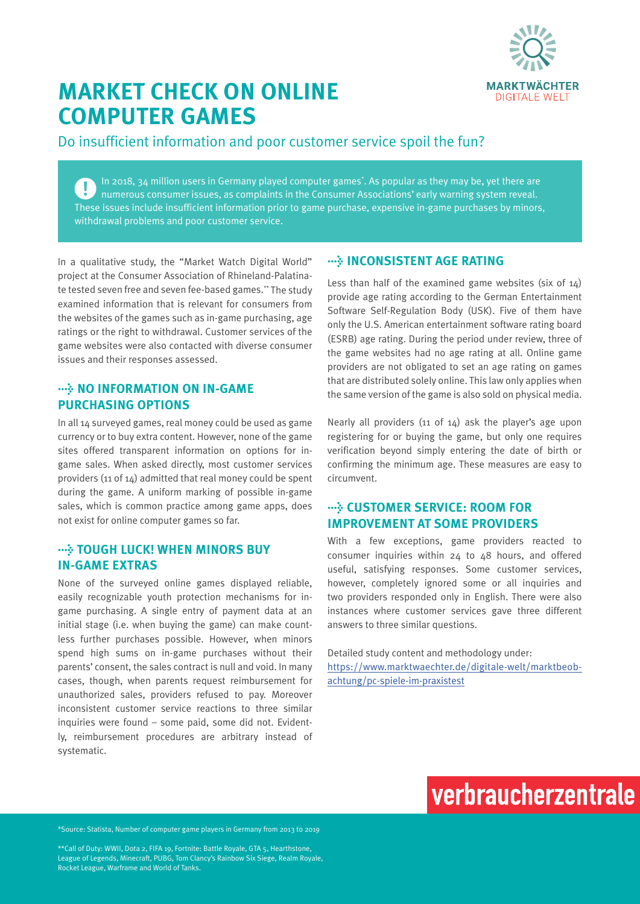# MARKET CHECK ON ONLINE COMPUTER GAMES

Do insufficient information and poor customer service spoil the fun?

In 2018, 34 million users in Germany played computer games*. As popular as they may be, yet there are numerous consumer issues, as complaints in the Consumer Associations' early warning system reveal. These issues include insufficient information prior to game purchase, expensive in-game purchases by minors, withdrawal problems and poor customer service.

In a qualitative study, the "Market Watch Digital World" project at the Consumer Association of Rhineland-Palatinate tested seven free and seven fee-based games.** The study examined information that is relevant for consumers from the websites of the games such as in-game purchasing, age ratings or the right to withdrawal. Customer services of the game websites were also contacted with diverse consumer issues and their responses assessed.

## NO INFORMATION ON IN-GAME PURCHASING OPTIONS

In all 14 surveyed games, real money could be used as game currency or to buy extra content. However, none of the game sites offered transparent information on options for in-game sales. When asked directly, most customer services providers (11 of 14) admitted that real money could be spent during the game. A uniform marking of possible in-game sales, which is common practice among game apps, does not exist for online computer games so far.

## TOUGH LUCK! WHEN MINORS BUY IN-GAME EXTRAS

None of the surveyed online games displayed reliable, easily recognizable youth protection mechanisms for in-game purchasing. A single entry of payment data at an initial stage (i.e. when buying the game) can make countless further purchases possible. However, when minors spend high sums on in-game purchases without their parents' consent, the sales contract is null and void. In many cases, though, when parents request reimbursement for unauthorized sales, providers refused to pay. Moreover inconsistent customer service reactions to three similar inquiries were found – some paid, some did not. Evidently, reimbursement procedures are arbitrary instead of systematic.

## INCONSISTENT AGE RATING

Less than half of the examined game websites (six of 14) provide age rating according to the German Entertainment Software Self-Regulation Body (USK). Five of them have only the U.S. American entertainment software rating board (ESRB) age rating. During the period under review, three of the game websites had no age rating at all. Online game providers are not obligated to set an age rating on games that are distributed solely online. This law only applies when the same version of the game is also sold on physical media.

Nearly all providers (11 of 14) ask the player's age upon registering for or buying the game, but only one requires verification beyond simply entering the date of birth or confirming the minimum age. These measures are easy to circumvent.

## CUSTOMER SERVICE: ROOM FOR IMPROVEMENT AT SOME PROVIDERS

With a few exceptions, game providers reacted to consumer inquiries within 24 to 48 hours, and offered useful, satisfying responses. Some customer services, however, completely ignored some or all inquiries and two providers responded only in English. There were also instances where customer services gave three different answers to three similar questions.

Detailed study content and methodology under:
https://www.marktwaechter.de/digitale-welt/marktbeobachtung/pc-spiele-im-praxistest

*Source: Statista, Number of computer game players in Germany from 2013 to 2019

**Call of Duty: WWII, Dota 2, FIFA 19, Fortnite: Battle Royale, GTA 5, Hearthstone, League of Legends, Minecraft, PUBG, Tom Clancy's Rainbow Six Siege, Realm Royale, Rocket League, Warframe and World of Tanks.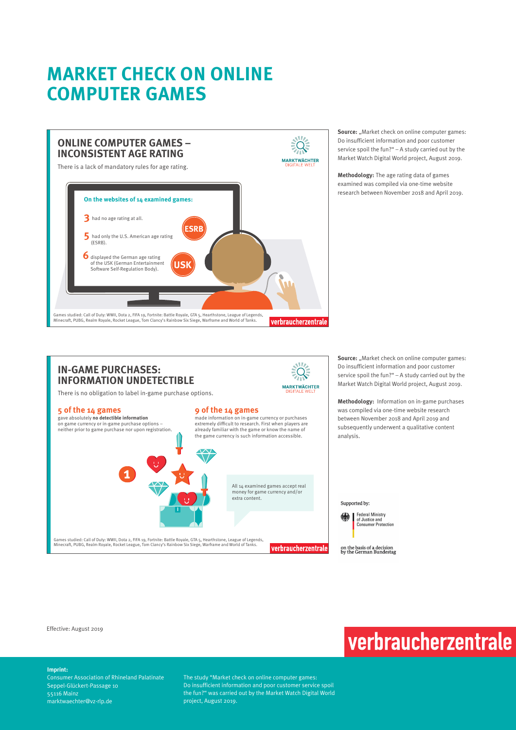# MARKET CHECK ON ONLINE COMPUTER GAMES

## ONLINE COMPUTER GAMES – INCONSISTENT AGE RATING

MARKTWÄCHTER DIGITALE WELT

There is a lack of mandatory rules for age rating.

**On the websites of 14 examined games:**

**3** had no age rating at all.

**5** had only the U.S. American age rating (ESRB).

**6** displayed the German age rating of the USK (German Entertainment Software Self-Regulation Body).

ESRB

USK

Games studied: Call of Duty: WWII, Dota 2, FIFA 19, Fortnite: Battle Royale, GTA 5, Hearthstone, League of Legends, Minecraft, PUBG, Realm Royale, Rocket League, Tom Clancy's Rainbow Six Siege, Warframe and World of Tanks.

verbraucherzentrale

**Source:** „Market check on online computer games: Do insufficient information and poor customer service spoil the fun?" – A study carried out by the Market Watch Digital World project, August 2019.

**Methodology:** The age rating data of games examined was compiled via one-time website research between November 2018 and April 2019.

## IN-GAME PURCHASES: INFORMATION UNDETECTIBLE

MARKTWÄCHTER DIGITALE WELT

There is no obligation to label in-game purchase options.

**5 of the 14 games**
gave absolutely **no detectible information** on game currency or in-game purchase options – neither prior to game purchase nor upon registration.

**9 of the 14 games**
made information on in-game currency or purchases extremely difficult to research. First when players are already familiar with the game or know the name of the game currency is such information accessible.

1

All 14 examined games accept real money for game currency and/or extra content.

Games studied: Call of Duty: WWII, Dota 2, FIFA 19, Fortnite: Battle Royale, GTA 5, Hearthstone, League of Legends, Minecraft, PUBG, Realm Royale, Rocket League, Tom Clancy's Rainbow Six Siege, Warframe and World of Tanks.

verbraucherzentrale

**Source:** „Market check on online computer games: Do insufficient information and poor customer service spoil the fun?" – A study carried out by the Market Watch Digital World project, August 2019.

**Methodology:** Information on in-game purchases was compiled via one-time website research between November 2018 and April 2019 and subsequently underwent a qualitative content analysis.

Supported by:

Federal Ministry of Justice and Consumer Protection

on the basis of a decision by the German Bundestag

Effective: August 2019

verbraucherzentrale

**Imprint:**
Consumer Association of Rhineland Palatinate
Seppel-Glückert-Passage 10
55116 Mainz
marktwaechter@vz-rlp.de

The study "Market check on online computer games: Do insufficient information and poor customer service spoil the fun?" was carried out by the Market Watch Digital World project, August 2019.